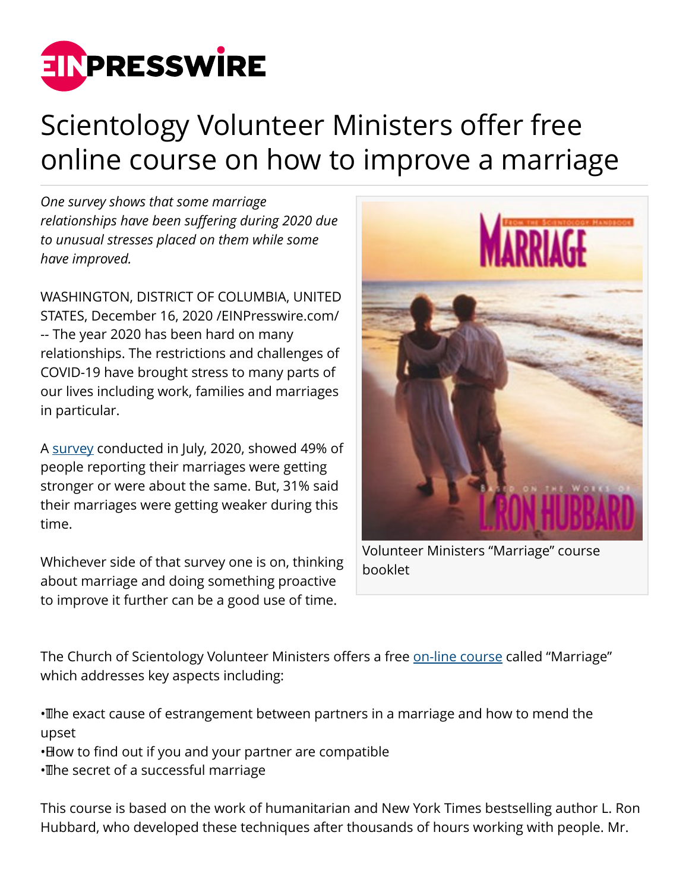# Scientology Volunteer Ministers offer free online course on how to improve a marriage

*One survey shows that some marriage relationships have been suffering during 2020 due to unusual stresses placed on them while some have improved.*

WASHINGTON, DISTRICT OF COLUMBIA, UNITED STATES, December 16, 2020 /EINPresswire.com/ -- The year 2020 has been hard on many relationships. The restrictions and challenges of COVID-19 have brought stress to many parts of our lives including work, families and marriages in particular.

A survey conducted in July, 2020, showed 49% of people reporting their marriages were getting stronger or were about the same. But, 31% said their marriages were getting weaker during this time.

Whichever side of that survey one is on, thinking about marriage and doing something proactive to improve it further can be a good use of time.

Volunteer Ministers "Marriage" course booklet

The Church of Scientology Volunteer Ministers offers a free on-line course called "Marriage" which addresses key aspects including:

- The exact cause of estrangement between partners in a marriage and how to mend the upset
- How to find out if you and your partner are compatible
- The secret of a successful marriage

This course is based on the work of humanitarian and New York Times bestselling author L. Ron Hubbard, who developed these techniques after thousands of hours working with people. Mr.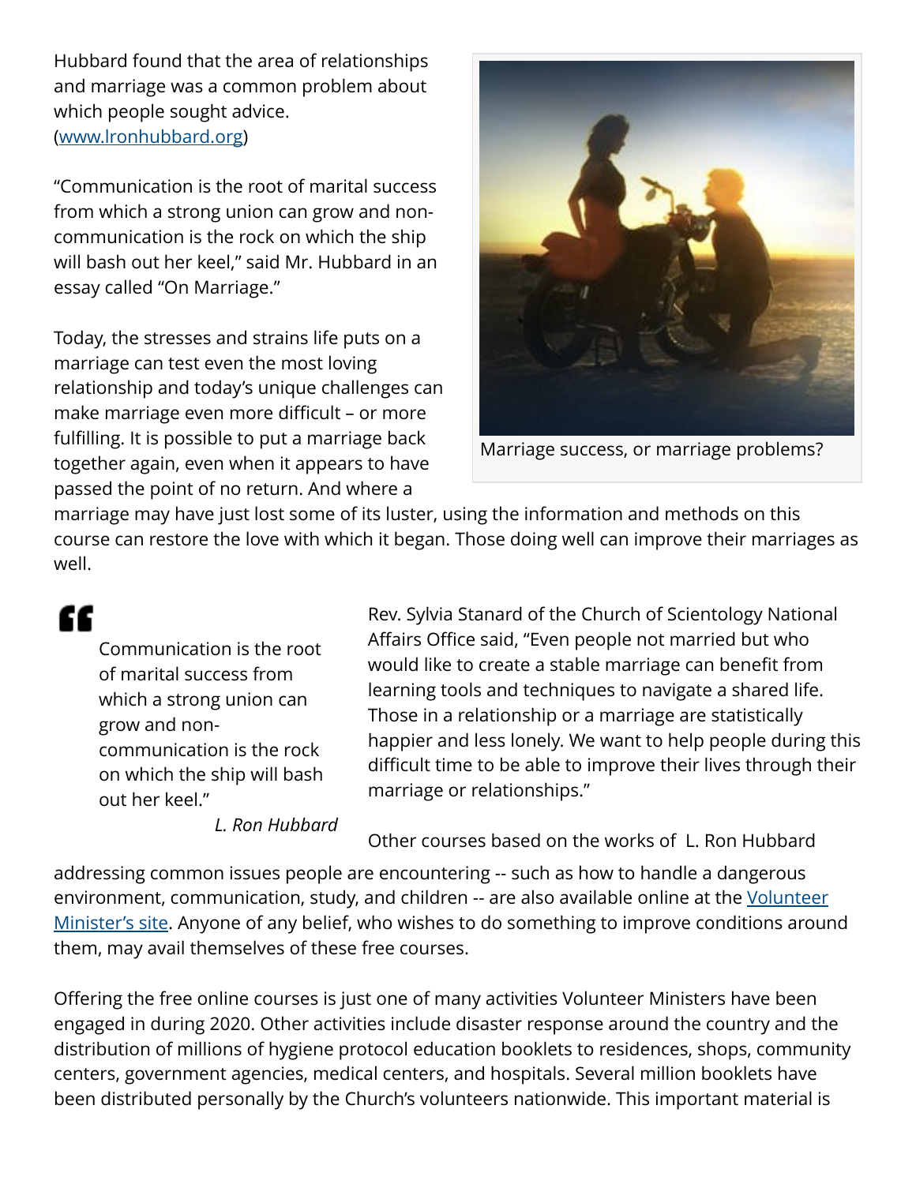Hubbard found that the area of relationships and marriage was a common problem about which people sought advice. ([www.lronhubbard.org](www.lronhubbard.org))

"Communication is the root of marital success from which a strong union can grow and non-communication is the rock on which the ship will bash out her keel," said Mr. Hubbard in an essay called "On Marriage."

Today, the stresses and strains life puts on a marriage can test even the most loving relationship and today's unique challenges can make marriage even more difficult – or more fulfilling. It is possible to put a marriage back together again, even when it appears to have passed the point of no return. And where a marriage may have just lost some of its luster, using the information and methods on this course can restore the love with which it began. Those doing well can improve their marriages as well.

Marriage success, or marriage problems?

> Communication is the root of marital success from which a strong union can grow and non-communication is the rock on which the ship will bash out her keel."
>
> *L. Ron Hubbard*

Rev. Sylvia Stanard of the Church of Scientology National Affairs Office said, "Even people not married but who would like to create a stable marriage can benefit from learning tools and techniques to navigate a shared life. Those in a relationship or a marriage are statistically happier and less lonely. We want to help people during this difficult time to be able to improve their lives through their marriage or relationships."

Other courses based on the works of L. Ron Hubbard addressing common issues people are encountering -- such as how to handle a dangerous environment, communication, study, and children -- are also available online at the Volunteer Minister's site. Anyone of any belief, who wishes to do something to improve conditions around them, may avail themselves of these free courses.

Offering the free online courses is just one of many activities Volunteer Ministers have been engaged in during 2020. Other activities include disaster response around the country and the distribution of millions of hygiene protocol education booklets to residences, shops, community centers, government agencies, medical centers, and hospitals. Several million booklets have been distributed personally by the Church's volunteers nationwide. This important material is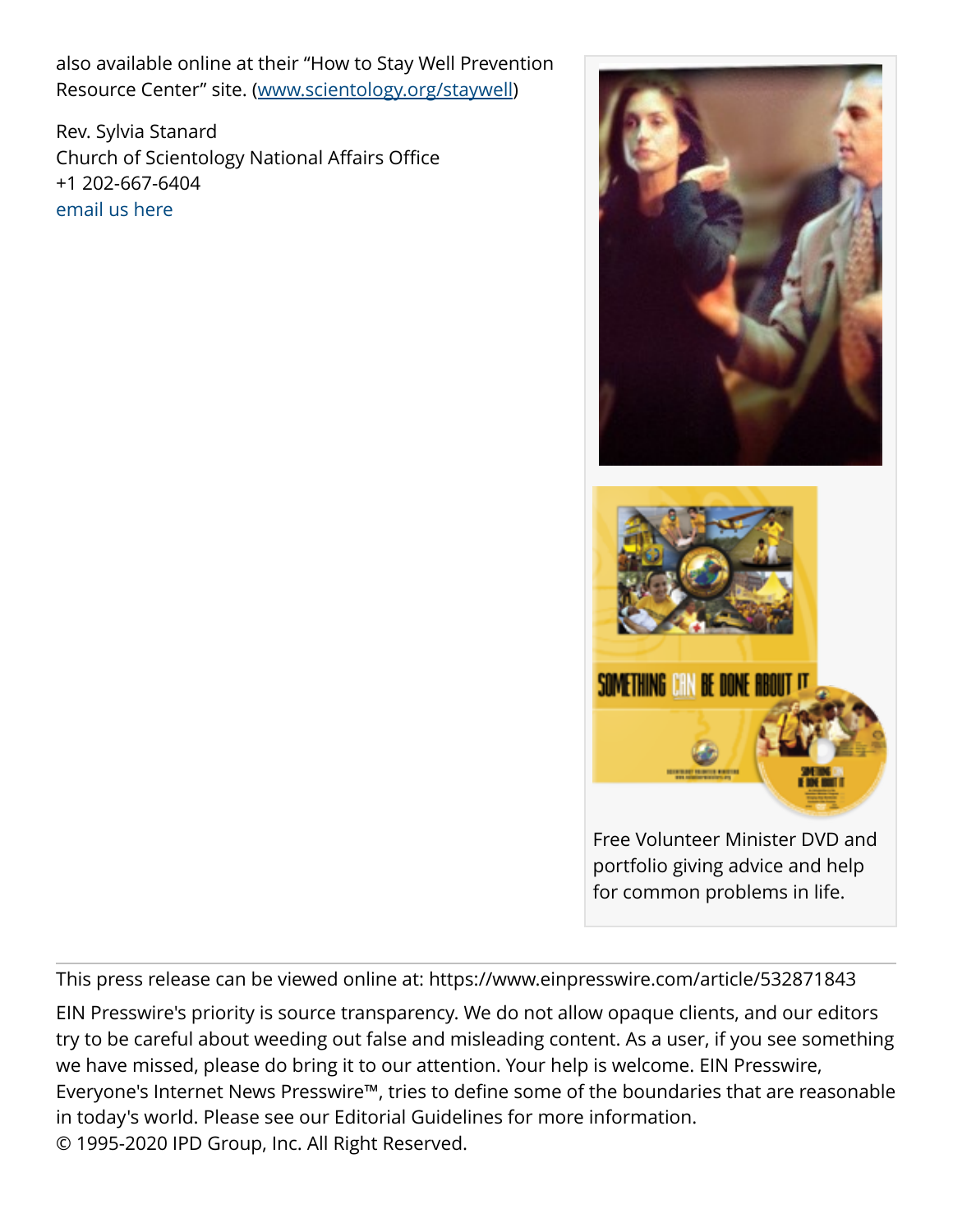also available online at their “How to Stay Well Prevention Resource Center” site. (www.scientology.org/staywell)

Rev. Sylvia Stanard
Church of Scientology National Affairs Office
+1 202-667-6404
email us here

Free Volunteer Minister DVD and portfolio giving advice and help for common problems in life.

---

This press release can be viewed online at: https://www.einpresswire.com/article/532871843

EIN Presswire's priority is source transparency. We do not allow opaque clients, and our editors try to be careful about weeding out false and misleading content. As a user, if you see something we have missed, please do bring it to our attention. Your help is welcome. EIN Presswire, Everyone's Internet News Presswire™, tries to define some of the boundaries that are reasonable in today's world. Please see our Editorial Guidelines for more information.
© 1995-2020 IPD Group, Inc. All Right Reserved.